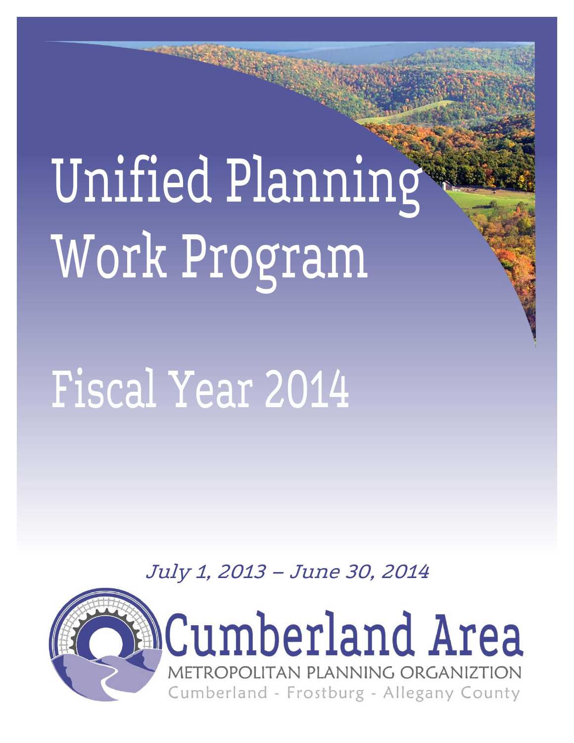# Unified Planning Work Program

# Fiscal Year 2014

*July 1, 2013 – June 30, 2014*

Cumberland Area

METROPOLITAN PLANNING ORGANIZTION

Cumberland - Frostburg - Allegany County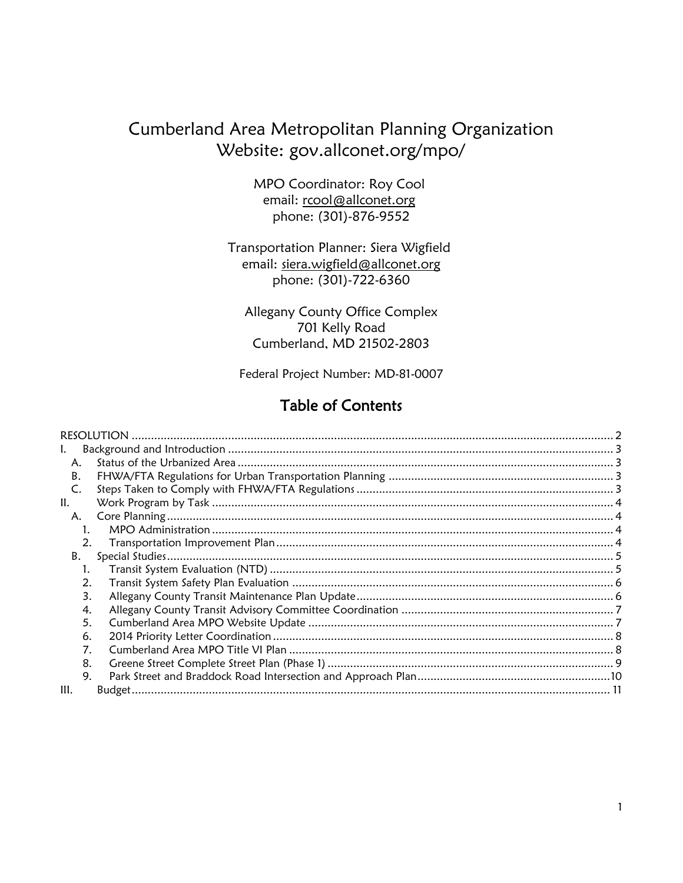# Cumberland Area Metropolitan Planning Organization
Website: gov.allconet.org/mpo/

MPO Coordinator: Roy Cool
email: rcool@allconet.org
phone: (301)-876-9552

Transportation Planner: Siera Wigfield
email: siera.wigfield@allconet.org
phone: (301)-722-6360

Allegany County Office Complex
701 Kelly Road
Cumberland, MD 21502-2803

Federal Project Number: MD-81-0007

## Table of Contents

RESOLUTION ..... 2

I. Background and Introduction ..... 3
- A. Status of the Urbanized Area ..... 3
- B. FHWA/FTA Regulations for Urban Transportation Planning ..... 3
- C. Steps Taken to Comply with FHWA/FTA Regulations ..... 3

II. Work Program by Task ..... 4
- A. Core Planning ..... 4
  1. MPO Administration ..... 4
  2. Transportation Improvement Plan ..... 4
- B. Special Studies ..... 5
  1. Transit System Evaluation (NTD) ..... 5
  2. Transit System Safety Plan Evaluation ..... 6
  3. Allegany County Transit Maintenance Plan Update ..... 6
  4. Allegany County Transit Advisory Committee Coordination ..... 7
  5. Cumberland Area MPO Website Update ..... 7
  6. 2014 Priority Letter Coordination ..... 8
  7. Cumberland Area MPO Title VI Plan ..... 8
  8. Greene Street Complete Street Plan (Phase 1) ..... 9
  9. Park Street and Braddock Road Intersection and Approach Plan ..... 10

III. Budget ..... 11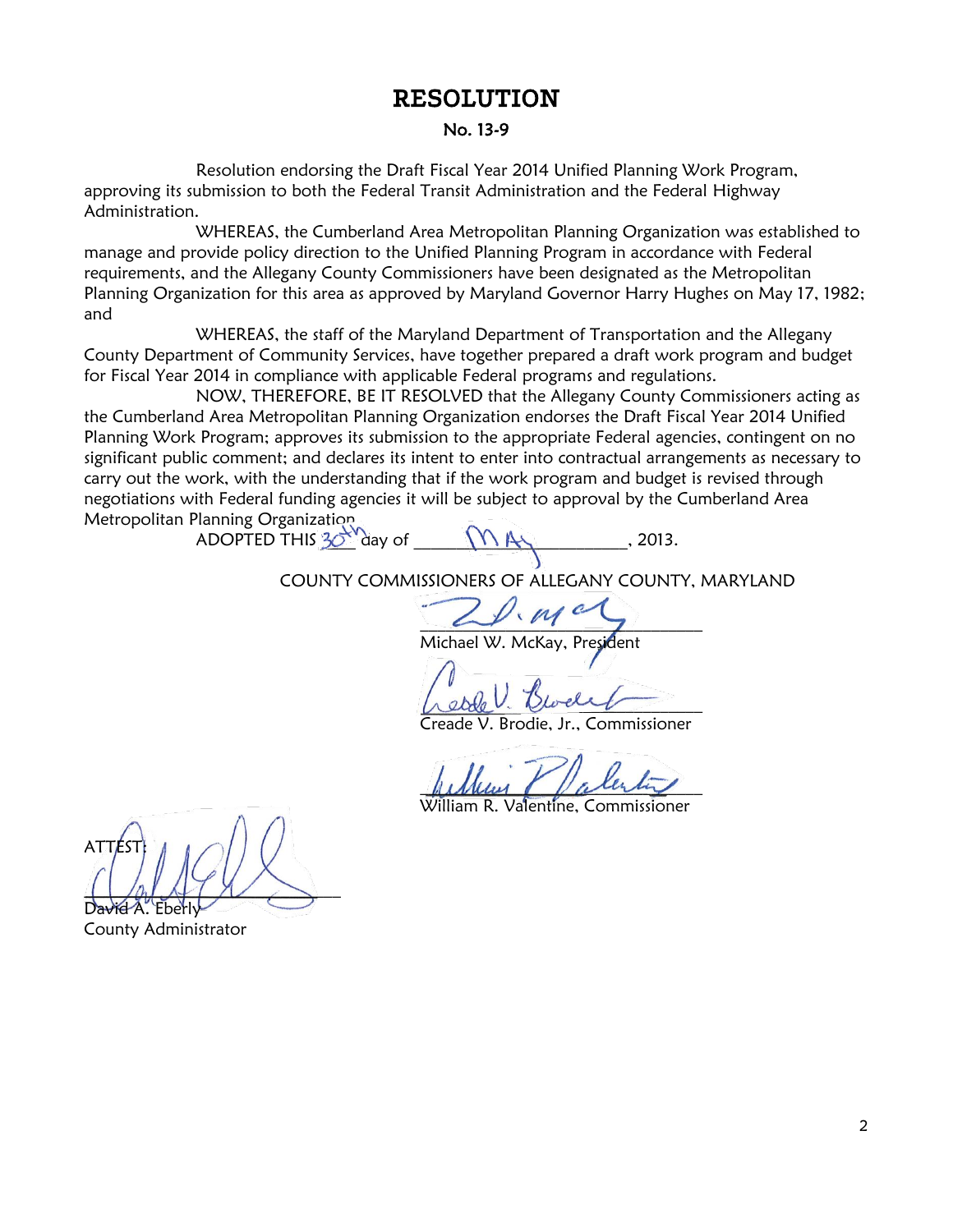# RESOLUTION

**No. 13-9**

Resolution endorsing the Draft Fiscal Year 2014 Unified Planning Work Program, approving its submission to both the Federal Transit Administration and the Federal Highway Administration.

WHEREAS, the Cumberland Area Metropolitan Planning Organization was established to manage and provide policy direction to the Unified Planning Program in accordance with Federal requirements, and the Allegany County Commissioners have been designated as the Metropolitan Planning Organization for this area as approved by Maryland Governor Harry Hughes on May 17, 1982; and

WHEREAS, the staff of the Maryland Department of Transportation and the Allegany County Department of Community Services, have together prepared a draft work program and budget for Fiscal Year 2014 in compliance with applicable Federal programs and regulations.

NOW, THEREFORE, BE IT RESOLVED that the Allegany County Commissioners acting as the Cumberland Area Metropolitan Planning Organization endorses the Draft Fiscal Year 2014 Unified Planning Work Program; approves its submission to the appropriate Federal agencies, contingent on no significant public comment; and declares its intent to enter into contractual arrangements as necessary to carry out the work, with the understanding that if the work program and budget is revised through negotiations with Federal funding agencies it will be subject to approval by the Cumberland Area Metropolitan Planning Organization.

ADOPTED THIS 30th day of MAY, 2013.

COUNTY COMMISSIONERS OF ALLEGANY COUNTY, MARYLAND

Michael W. McKay, President

Creade V. Brodie, Jr., Commissioner

William R. Valentine, Commissioner

ATTEST:

David A. Eberly
County Administrator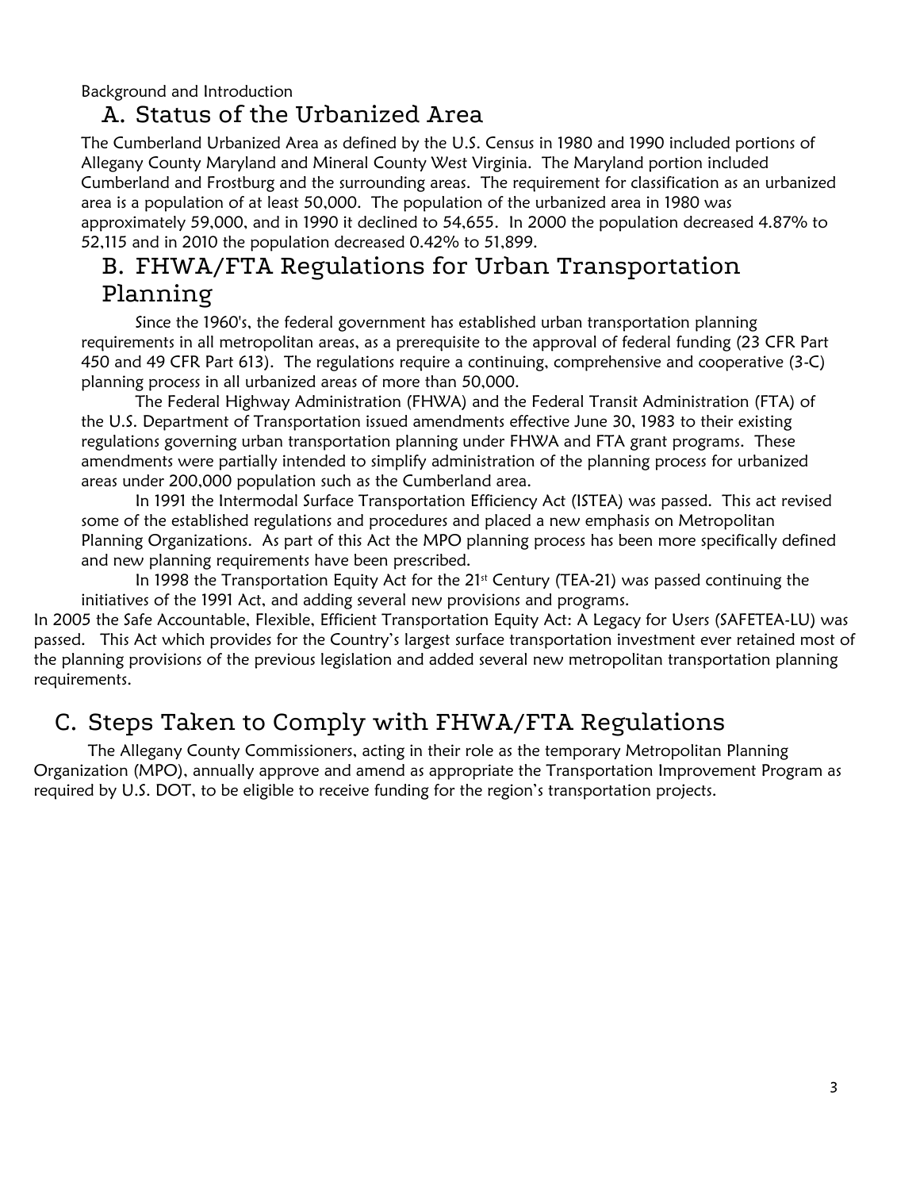Background and Introduction

## A. Status of the Urbanized Area

The Cumberland Urbanized Area as defined by the U.S. Census in 1980 and 1990 included portions of Allegany County Maryland and Mineral County West Virginia. The Maryland portion included Cumberland and Frostburg and the surrounding areas. The requirement for classification as an urbanized area is a population of at least 50,000. The population of the urbanized area in 1980 was approximately 59,000, and in 1990 it declined to 54,655. In 2000 the population decreased 4.87% to 52,115 and in 2010 the population decreased 0.42% to 51,899.

## B. FHWA/FTA Regulations for Urban Transportation Planning

Since the 1960's, the federal government has established urban transportation planning requirements in all metropolitan areas, as a prerequisite to the approval of federal funding (23 CFR Part 450 and 49 CFR Part 613). The regulations require a continuing, comprehensive and cooperative (3-C) planning process in all urbanized areas of more than 50,000.

The Federal Highway Administration (FHWA) and the Federal Transit Administration (FTA) of the U.S. Department of Transportation issued amendments effective June 30, 1983 to their existing regulations governing urban transportation planning under FHWA and FTA grant programs. These amendments were partially intended to simplify administration of the planning process for urbanized areas under 200,000 population such as the Cumberland area.

In 1991 the Intermodal Surface Transportation Efficiency Act (ISTEA) was passed. This act revised some of the established regulations and procedures and placed a new emphasis on Metropolitan Planning Organizations. As part of this Act the MPO planning process has been more specifically defined and new planning requirements have been prescribed.

In 1998 the Transportation Equity Act for the 21st Century (TEA-21) was passed continuing the initiatives of the 1991 Act, and adding several new provisions and programs.

In 2005 the Safe Accountable, Flexible, Efficient Transportation Equity Act: A Legacy for Users (SAFETEA-LU) was passed. This Act which provides for the Country's largest surface transportation investment ever retained most of the planning provisions of the previous legislation and added several new metropolitan transportation planning requirements.

## C. Steps Taken to Comply with FHWA/FTA Regulations

The Allegany County Commissioners, acting in their role as the temporary Metropolitan Planning Organization (MPO), annually approve and amend as appropriate the Transportation Improvement Program as required by U.S. DOT, to be eligible to receive funding for the region's transportation projects.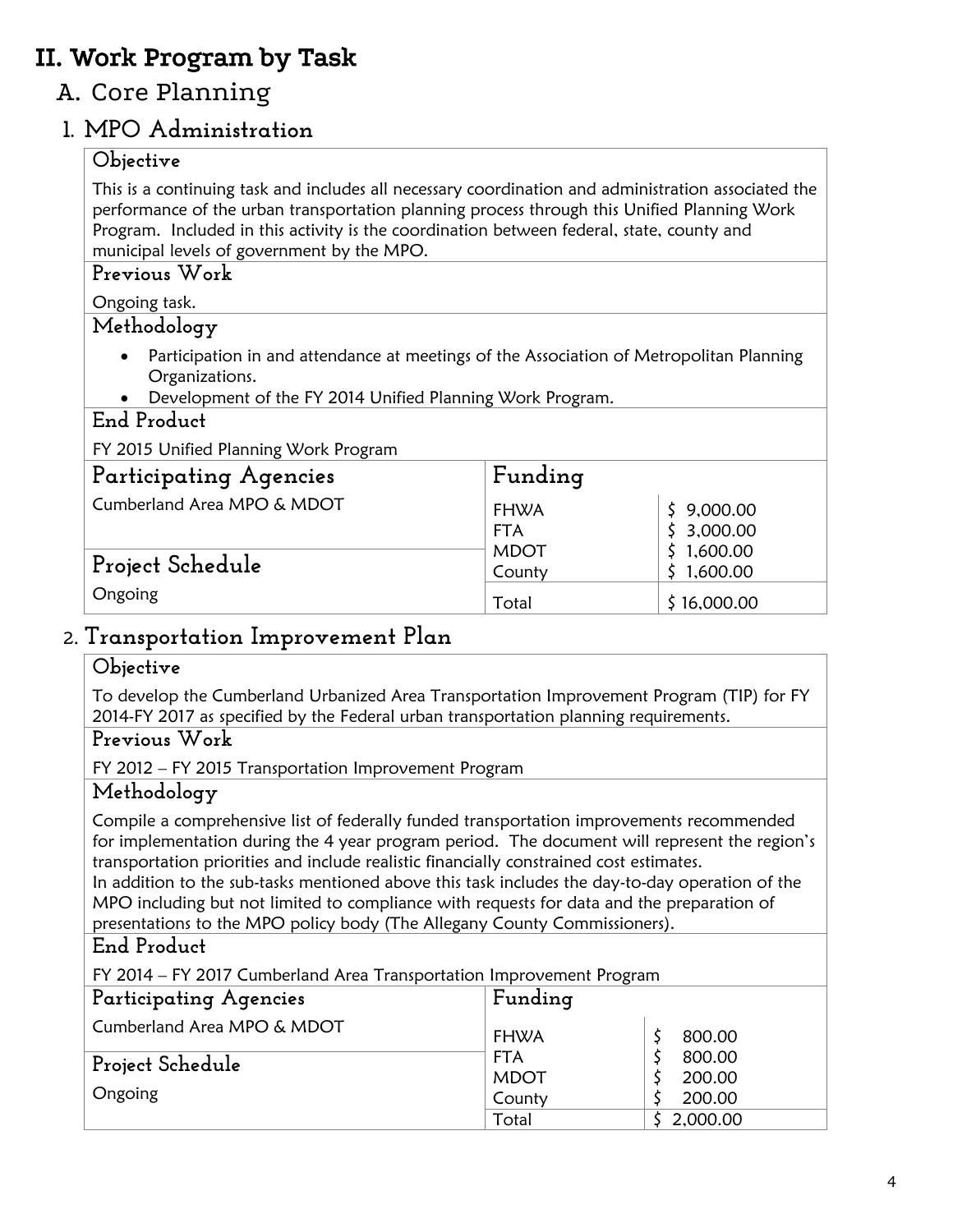# II. Work Program by Task

## A. Core Planning

### 1. MPO Administration

#### Objective

This is a continuing task and includes all necessary coordination and administration associated the performance of the urban transportation planning process through this Unified Planning Work Program. Included in this activity is the coordination between federal, state, county and municipal levels of government by the MPO.

#### Previous Work

Ongoing task.

#### Methodology

- Participation in and attendance at meetings of the Association of Metropolitan Planning Organizations.
- Development of the FY 2014 Unified Planning Work Program.

#### End Product

FY 2015 Unified Planning Work Program

#### Participating Agencies

Cumberland Area MPO & MDOT

#### Project Schedule

Ongoing

#### Funding

| Source | Amount |
|---|---|
| FHWA | $ 9,000.00 |
| FTA | $ 3,000.00 |
| MDOT | $ 1,600.00 |
| County | $ 1,600.00 |
| Total | $ 16,000.00 |

### 2. Transportation Improvement Plan

#### Objective

To develop the Cumberland Urbanized Area Transportation Improvement Program (TIP) for FY 2014-FY 2017 as specified by the Federal urban transportation planning requirements.

#### Previous Work

FY 2012 – FY 2015 Transportation Improvement Program

#### Methodology

Compile a comprehensive list of federally funded transportation improvements recommended for implementation during the 4 year program period. The document will represent the region's transportation priorities and include realistic financially constrained cost estimates.
In addition to the sub-tasks mentioned above this task includes the day-to-day operation of the MPO including but not limited to compliance with requests for data and the preparation of presentations to the MPO policy body (The Allegany County Commissioners).

#### End Product

FY 2014 – FY 2017 Cumberland Area Transportation Improvement Program

#### Participating Agencies

Cumberland Area MPO & MDOT

#### Project Schedule

Ongoing

#### Funding

| Source | Amount |
|---|---|
| FHWA | $ 800.00 |
| FTA | $ 800.00 |
| MDOT | $ 200.00 |
| County | $ 200.00 |
| Total | $ 2,000.00 |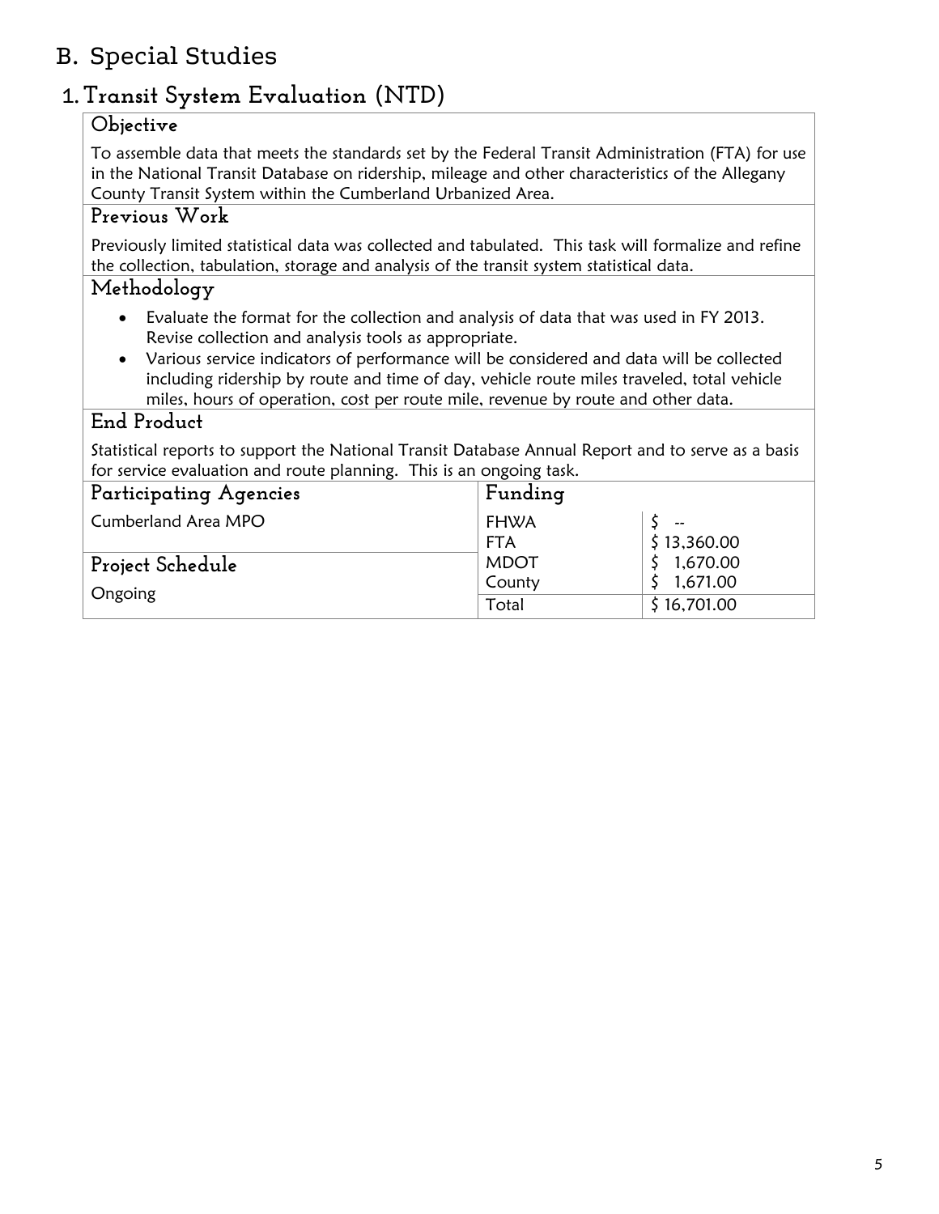# B. Special Studies

## 1. Transit System Evaluation (NTD)

### Objective

To assemble data that meets the standards set by the Federal Transit Administration (FTA) for use in the National Transit Database on ridership, mileage and other characteristics of the Allegany County Transit System within the Cumberland Urbanized Area.

### Previous Work

Previously limited statistical data was collected and tabulated. This task will formalize and refine the collection, tabulation, storage and analysis of the transit system statistical data.

### Methodology

- Evaluate the format for the collection and analysis of data that was used in FY 2013. Revise collection and analysis tools as appropriate.
- Various service indicators of performance will be considered and data will be collected including ridership by route and time of day, vehicle route miles traveled, total vehicle miles, hours of operation, cost per route mile, revenue by route and other data.

### End Product

Statistical reports to support the National Transit Database Annual Report and to serve as a basis for service evaluation and route planning. This is an ongoing task.

| Participating Agencies | Funding | |
|---|---|---|
| Cumberland Area MPO | FHWA | $ -- |
| | FTA | $ 13,360.00 |
| **Project Schedule** | MDOT | $ 1,670.00 |
| Ongoing | County | $ 1,671.00 |
| | Total | $ 16,701.00 |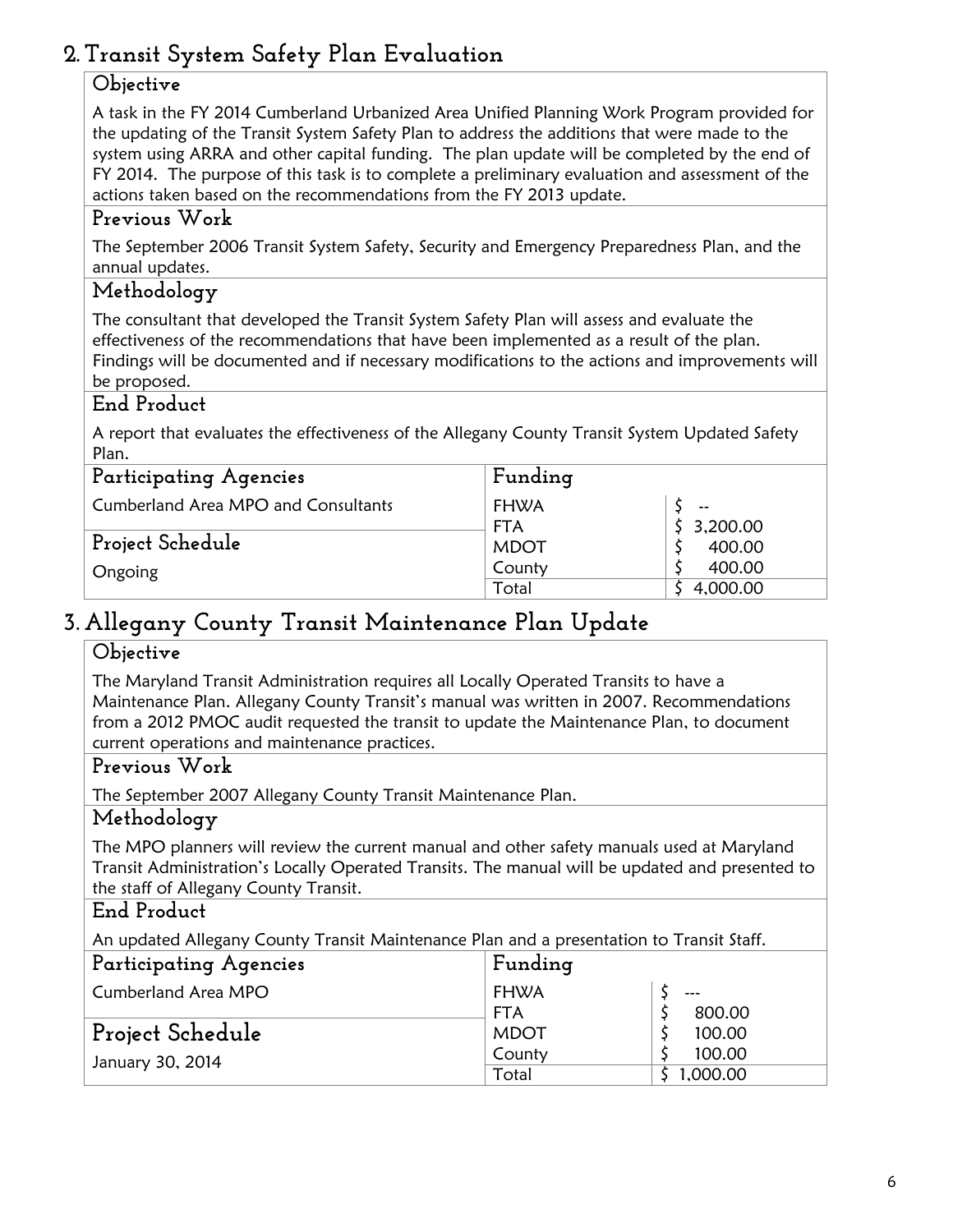## 2. Transit System Safety Plan Evaluation

### Objective

A task in the FY 2014 Cumberland Urbanized Area Unified Planning Work Program provided for the updating of the Transit System Safety Plan to address the additions that were made to the system using ARRA and other capital funding. The plan update will be completed by the end of FY 2014. The purpose of this task is to complete a preliminary evaluation and assessment of the actions taken based on the recommendations from the FY 2013 update.

### Previous Work

The September 2006 Transit System Safety, Security and Emergency Preparedness Plan, and the annual updates.

### Methodology

The consultant that developed the Transit System Safety Plan will assess and evaluate the effectiveness of the recommendations that have been implemented as a result of the plan. Findings will be documented and if necessary modifications to the actions and improvements will be proposed.

### End Product

A report that evaluates the effectiveness of the Allegany County Transit System Updated Safety Plan.

| Participating Agencies | Funding | |
|---|---|---|
| Cumberland Area MPO and Consultants | FHWA | $ -- |
| | FTA | $ 3,200.00 |
| **Project Schedule** | MDOT | $ 400.00 |
| Ongoing | County | $ 400.00 |
| | Total | $ 4,000.00 |

## 3. Allegany County Transit Maintenance Plan Update

### Objective

The Maryland Transit Administration requires all Locally Operated Transits to have a Maintenance Plan. Allegany County Transit's manual was written in 2007. Recommendations from a 2012 PMOC audit requested the transit to update the Maintenance Plan, to document current operations and maintenance practices.

### Previous Work

The September 2007 Allegany County Transit Maintenance Plan.

### Methodology

The MPO planners will review the current manual and other safety manuals used at Maryland Transit Administration's Locally Operated Transits. The manual will be updated and presented to the staff of Allegany County Transit.

### End Product

An updated Allegany County Transit Maintenance Plan and a presentation to Transit Staff.

| Participating Agencies | Funding | |
|---|---|---|
| Cumberland Area MPO | FHWA | $ --- |
| | FTA | $ 800.00 |
| **Project Schedule** | MDOT | $ 100.00 |
| January 30, 2014 | County | $ 100.00 |
| | Total | $ 1,000.00 |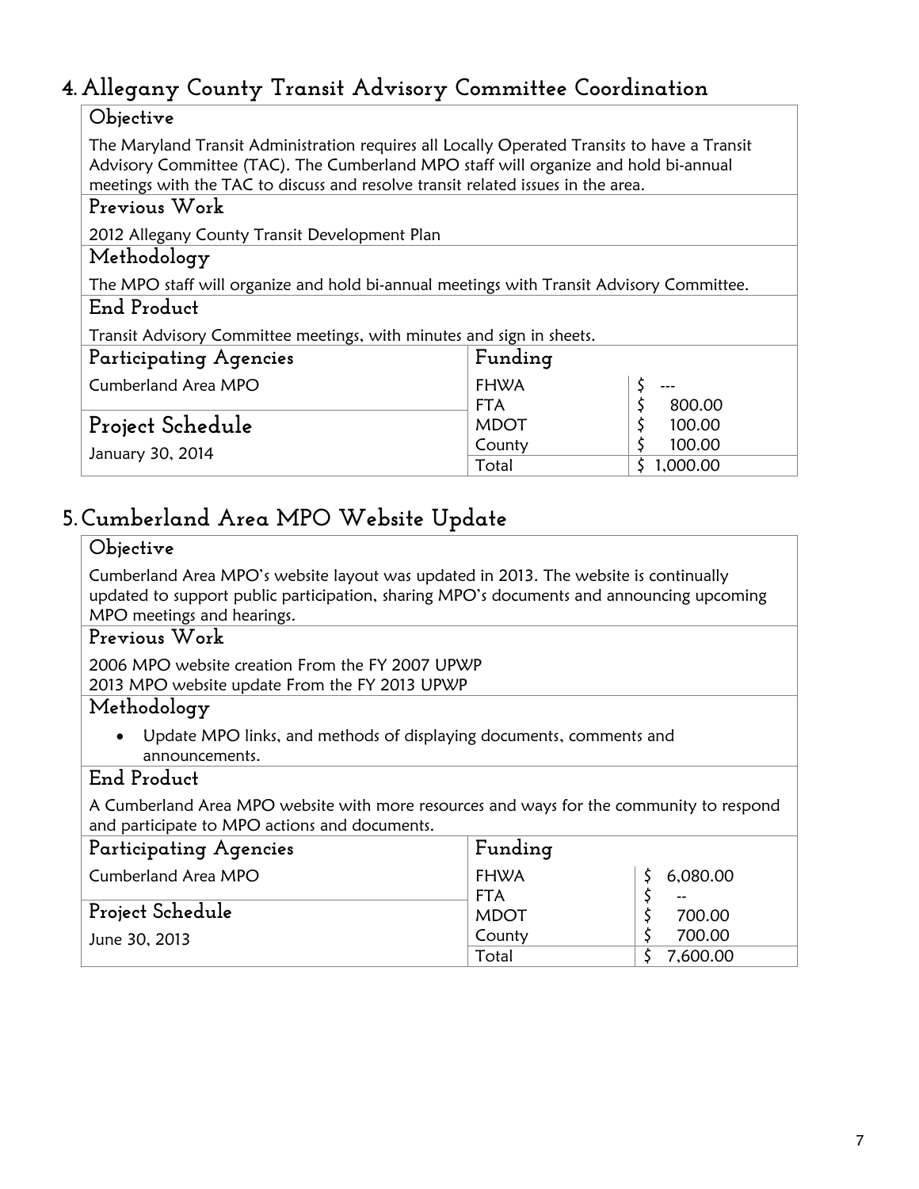## 4. Allegany County Transit Advisory Committee Coordination

### Objective

The Maryland Transit Administration requires all Locally Operated Transits to have a Transit Advisory Committee (TAC). The Cumberland MPO staff will organize and hold bi-annual meetings with the TAC to discuss and resolve transit related issues in the area.

### Previous Work

2012 Allegany County Transit Development Plan

### Methodology

The MPO staff will organize and hold bi-annual meetings with Transit Advisory Committee.

### End Product

Transit Advisory Committee meetings, with minutes and sign in sheets.

| Participating Agencies | Funding | |
|---|---|---|
| Cumberland Area MPO | FHWA | $ --- |
| | FTA | $ 800.00 |
| **Project Schedule** | MDOT | $ 100.00 |
| January 30, 2014 | County | $ 100.00 |
| | Total | $ 1,000.00 |

## 5. Cumberland Area MPO Website Update

### Objective

Cumberland Area MPO's website layout was updated in 2013. The website is continually updated to support public participation, sharing MPO's documents and announcing upcoming MPO meetings and hearings.

### Previous Work

2006 MPO website creation From the FY 2007 UPWP
2013 MPO website update From the FY 2013 UPWP

### Methodology

- Update MPO links, and methods of displaying documents, comments and announcements.

### End Product

A Cumberland Area MPO website with more resources and ways for the community to respond and participate to MPO actions and documents.

| Participating Agencies | Funding | |
|---|---|---|
| Cumberland Area MPO | FHWA | $ 6,080.00 |
| | FTA | $ -- |
| **Project Schedule** | MDOT | $ 700.00 |
| June 30, 2013 | County | $ 700.00 |
| | Total | $ 7,600.00 |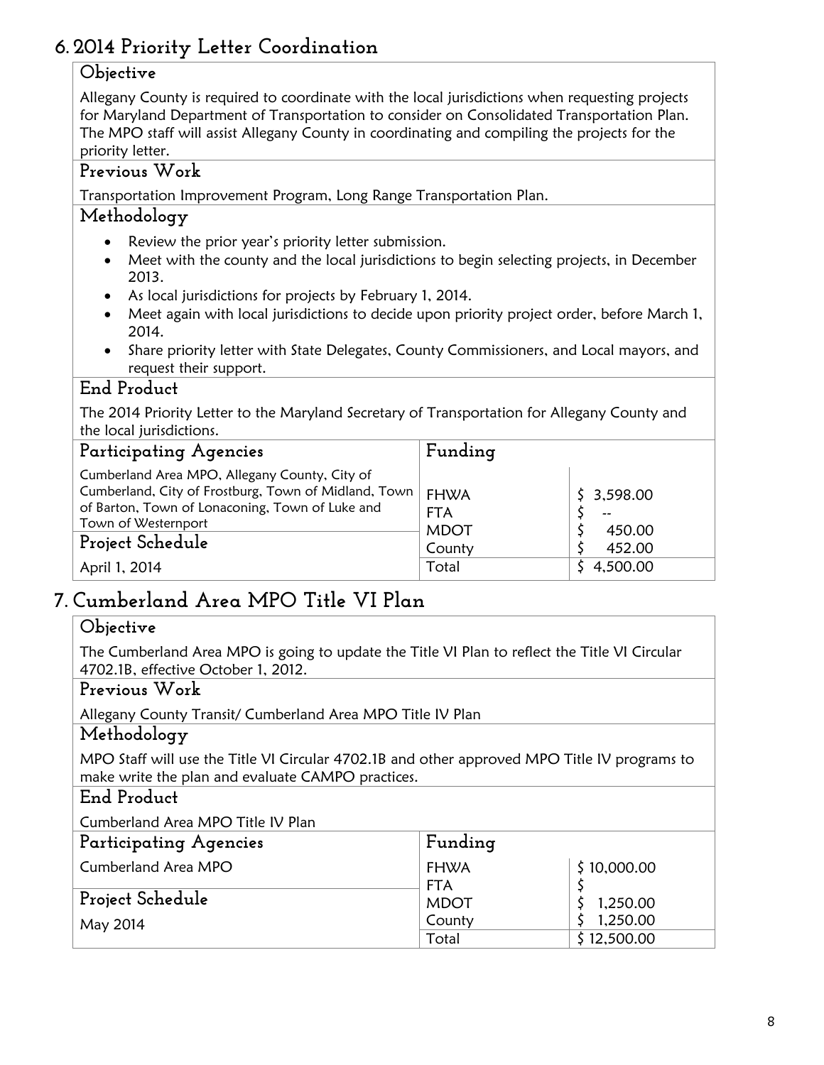## 6. 2014 Priority Letter Coordination

### Objective

Allegany County is required to coordinate with the local jurisdictions when requesting projects for Maryland Department of Transportation to consider on Consolidated Transportation Plan. The MPO staff will assist Allegany County in coordinating and compiling the projects for the priority letter.

### Previous Work

Transportation Improvement Program, Long Range Transportation Plan.

### Methodology

- Review the prior year's priority letter submission.
- Meet with the county and the local jurisdictions to begin selecting projects, in December 2013.
- As local jurisdictions for projects by February 1, 2014.
- Meet again with local jurisdictions to decide upon priority project order, before March 1, 2014.
- Share priority letter with State Delegates, County Commissioners, and Local mayors, and request their support.

### End Product

The 2014 Priority Letter to the Maryland Secretary of Transportation for Allegany County and the local jurisdictions.

| Participating Agencies | Funding | |
|---|---|---|
| Cumberland Area MPO, Allegany County, City of Cumberland, City of Frostburg, Town of Midland, Town of Barton, Town of Lonaconing, Town of Luke and Town of Westernport | FHWA | $ 3,598.00 |
| | FTA | $ -- |
| **Project Schedule** | MDOT | $ 450.00 |
| April 1, 2014 | County | $ 452.00 |
| | Total | $ 4,500.00 |

## 7. Cumberland Area MPO Title VI Plan

### Objective

The Cumberland Area MPO is going to update the Title VI Plan to reflect the Title VI Circular 4702.1B, effective October 1, 2012.

### Previous Work

Allegany County Transit/ Cumberland Area MPO Title IV Plan

### Methodology

MPO Staff will use the Title VI Circular 4702.1B and other approved MPO Title IV programs to make write the plan and evaluate CAMPO practices.

### End Product

Cumberland Area MPO Title IV Plan

| Participating Agencies | Funding | |
|---|---|---|
| Cumberland Area MPO | FHWA | $ 10,000.00 |
| | FTA | $ |
| **Project Schedule** | MDOT | $ 1,250.00 |
| May 2014 | County | $ 1,250.00 |
| | Total | $ 12,500.00 |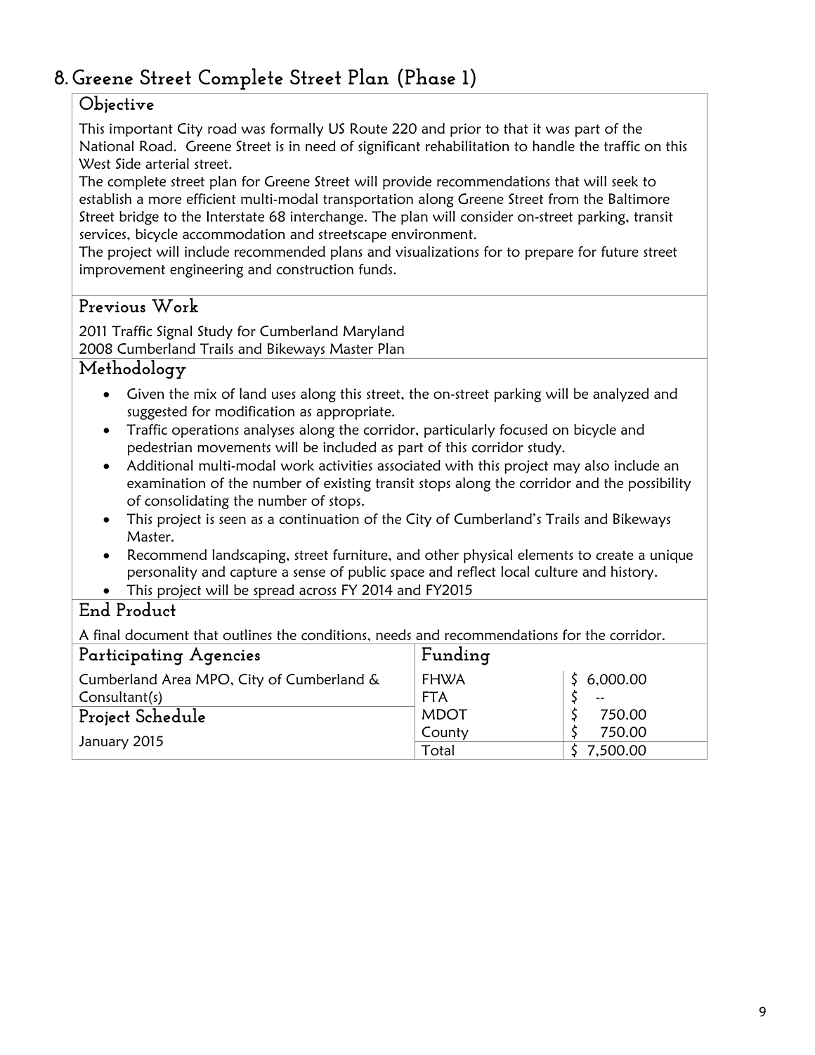## 8. Greene Street Complete Street Plan (Phase 1)

### Objective

This important City road was formally US Route 220 and prior to that it was part of the National Road. Greene Street is in need of significant rehabilitation to handle the traffic on this West Side arterial street.

The complete street plan for Greene Street will provide recommendations that will seek to establish a more efficient multi-modal transportation along Greene Street from the Baltimore Street bridge to the Interstate 68 interchange. The plan will consider on-street parking, transit services, bicycle accommodation and streetscape environment.

The project will include recommended plans and visualizations for to prepare for future street improvement engineering and construction funds.

### Previous Work

2011 Traffic Signal Study for Cumberland Maryland
2008 Cumberland Trails and Bikeways Master Plan

### Methodology

- Given the mix of land uses along this street, the on-street parking will be analyzed and suggested for modification as appropriate.
- Traffic operations analyses along the corridor, particularly focused on bicycle and pedestrian movements will be included as part of this corridor study.
- Additional multi-modal work activities associated with this project may also include an examination of the number of existing transit stops along the corridor and the possibility of consolidating the number of stops.
- This project is seen as a continuation of the City of Cumberland's Trails and Bikeways Master.
- Recommend landscaping, street furniture, and other physical elements to create a unique personality and capture a sense of public space and reflect local culture and history.
- This project will be spread across FY 2014 and FY2015

### End Product

A final document that outlines the conditions, needs and recommendations for the corridor.

### Participating Agencies

Cumberland Area MPO, City of Cumberland & Consultant(s)

### Project Schedule

January 2015

### Funding

| Funding | |
|---|---|
| FHWA | $ 6,000.00 |
| FTA | $ -- |
| MDOT | $ 750.00 |
| County | $ 750.00 |
| Total | $ 7,500.00 |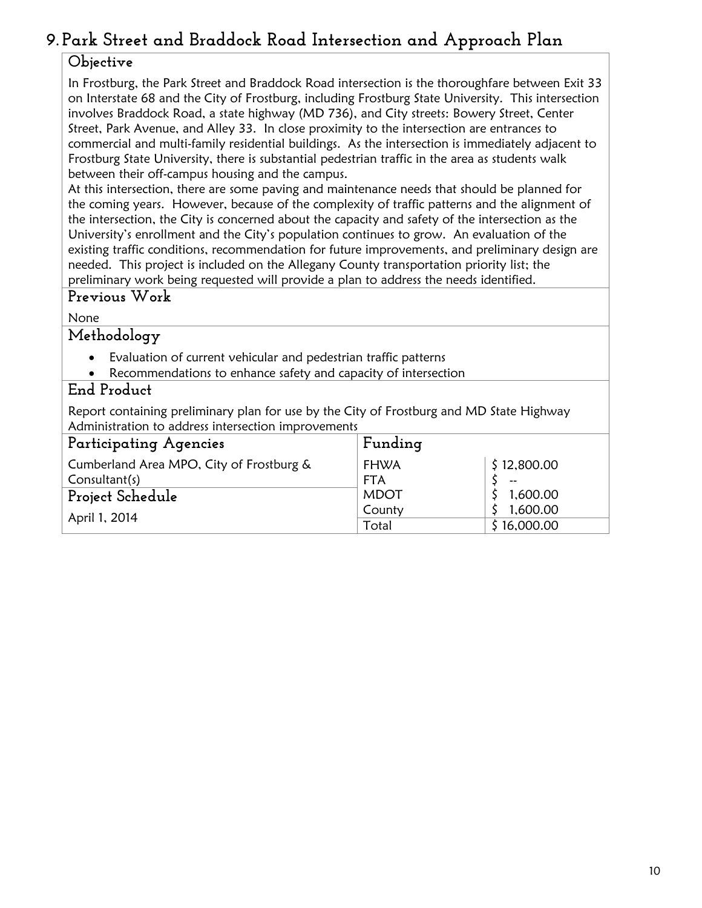## 9. Park Street and Braddock Road Intersection and Approach Plan

### Objective

In Frostburg, the Park Street and Braddock Road intersection is the thoroughfare between Exit 33 on Interstate 68 and the City of Frostburg, including Frostburg State University. This intersection involves Braddock Road, a state highway (MD 736), and City streets: Bowery Street, Center Street, Park Avenue, and Alley 33. In close proximity to the intersection are entrances to commercial and multi-family residential buildings. As the intersection is immediately adjacent to Frostburg State University, there is substantial pedestrian traffic in the area as students walk between their off-campus housing and the campus.

At this intersection, there are some paving and maintenance needs that should be planned for the coming years. However, because of the complexity of traffic patterns and the alignment of the intersection, the City is concerned about the capacity and safety of the intersection as the University's enrollment and the City's population continues to grow. An evaluation of the existing traffic conditions, recommendation for future improvements, and preliminary design are needed. This project is included on the Allegany County transportation priority list; the preliminary work being requested will provide a plan to address the needs identified.

### Previous Work

None

### Methodology

- Evaluation of current vehicular and pedestrian traffic patterns
- Recommendations to enhance safety and capacity of intersection

### End Product

Report containing preliminary plan for use by the City of Frostburg and MD State Highway Administration to address intersection improvements

| Participating Agencies | Funding | |
|---|---|---|
| Cumberland Area MPO, City of Frostburg & Consultant(s) | FHWA | $ 12,800.00 |
| | FTA | $ -- |
| **Project Schedule** | MDOT | $ 1,600.00 |
| April 1, 2014 | County | $ 1,600.00 |
| | Total | $ 16,000.00 |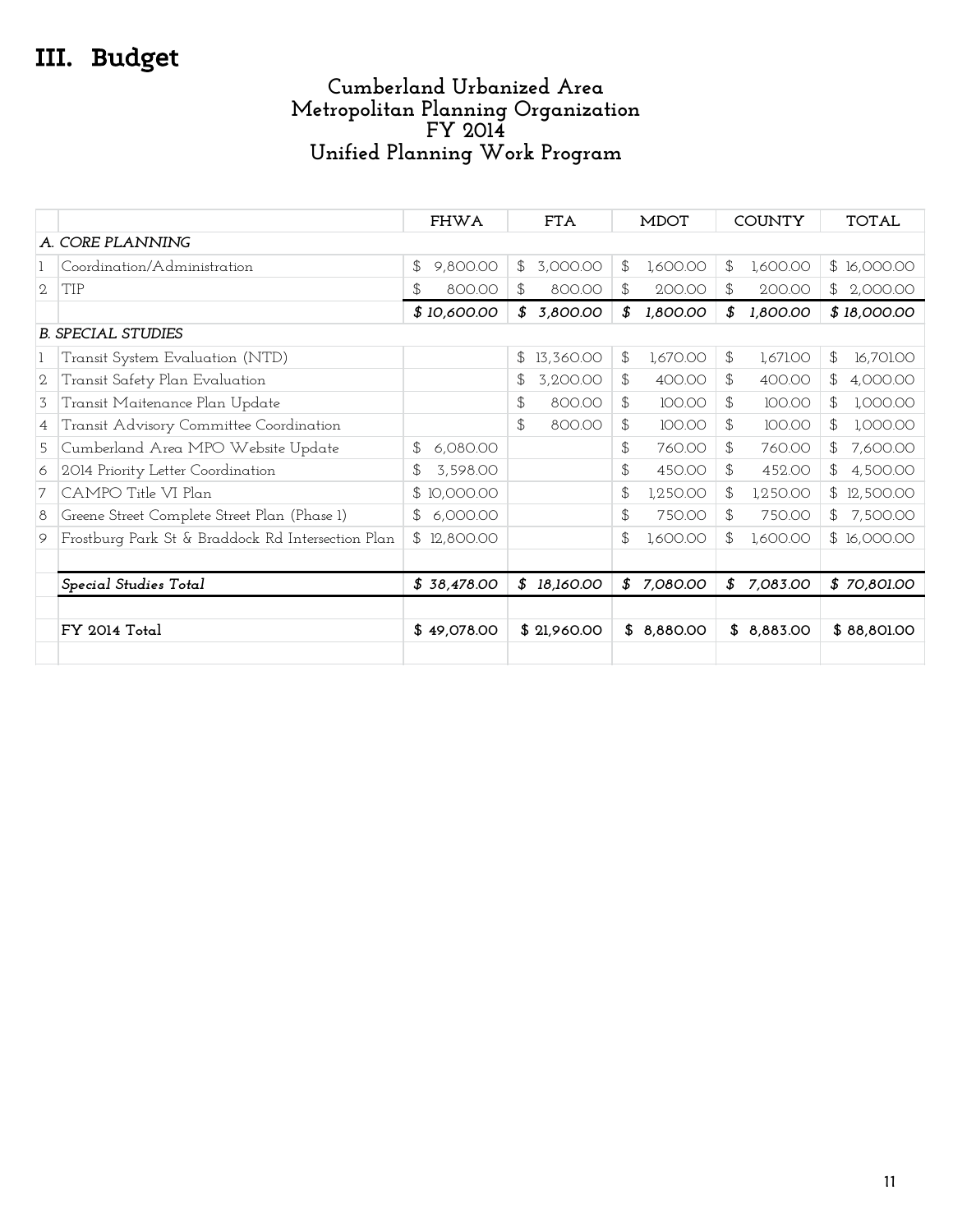# III. Budget

## Cumberland Urbanized Area
## Metropolitan Planning Organization
## FY 2014
## Unified Planning Work Program

| | | FHWA | FTA | MDOT | COUNTY | TOTAL |
|---|---|---|---|---|---|---|
| *A. CORE PLANNING* | | | | | | |
| 1 | Coordination/Administration | $ 9,800.00 | $ 3,000.00 | $ 1,600.00 | $ 1,600.00 | $ 16,000.00 |
| 2 | TIP | $ 800.00 | $ 800.00 | $ 200.00 | $ 200.00 | $ 2,000.00 |
| | | ***$ 10,600.00*** | ***$ 3,800.00*** | ***$ 1,800.00*** | ***$ 1,800.00*** | ***$ 18,000.00*** |
| *B. SPECIAL STUDIES* | | | | | | |
| 1 | Transit System Evaluation (NTD) | | $ 13,360.00 | $ 1,670.00 | $ 1,671.00 | $ 16,701.00 |
| 2 | Transit Safety Plan Evaluation | | $ 3,200.00 | $ 400.00 | $ 400.00 | $ 4,000.00 |
| 3 | Transit Maitenance Plan Update | | $ 800.00 | $ 100.00 | $ 100.00 | $ 1,000.00 |
| 4 | Transit Advisory Committee Coordination | | $ 800.00 | $ 100.00 | $ 100.00 | $ 1,000.00 |
| 5 | Cumberland Area MPO Website Update | $ 6,080.00 | | $ 760.00 | $ 760.00 | $ 7,600.00 |
| 6 | 2014 Priority Letter Coordination | $ 3,598.00 | | $ 450.00 | $ 452.00 | $ 4,500.00 |
| 7 | CAMPO Title VI Plan | $ 10,000.00 | | $ 1,250.00 | $ 1,250.00 | $ 12,500.00 |
| 8 | Greene Street Complete Street Plan (Phase 1) | $ 6,000.00 | | $ 750.00 | $ 750.00 | $ 7,500.00 |
| 9 | Frostburg Park St & Braddock Rd Intersection Plan | $ 12,800.00 | | $ 1,600.00 | $ 1,600.00 | $ 16,000.00 |
| | | | | | | |
| | ***Special Studies Total*** | ***$ 38,478.00*** | ***$ 18,160.00*** | ***$ 7,080.00*** | ***$ 7,083.00*** | ***$ 70,801.00*** |
| | | | | | | |
| | **FY 2014 Total** | **$ 49,078.00** | **$ 21,960.00** | **$ 8,880.00** | **$ 8,883.00** | **$ 88,801.00** |